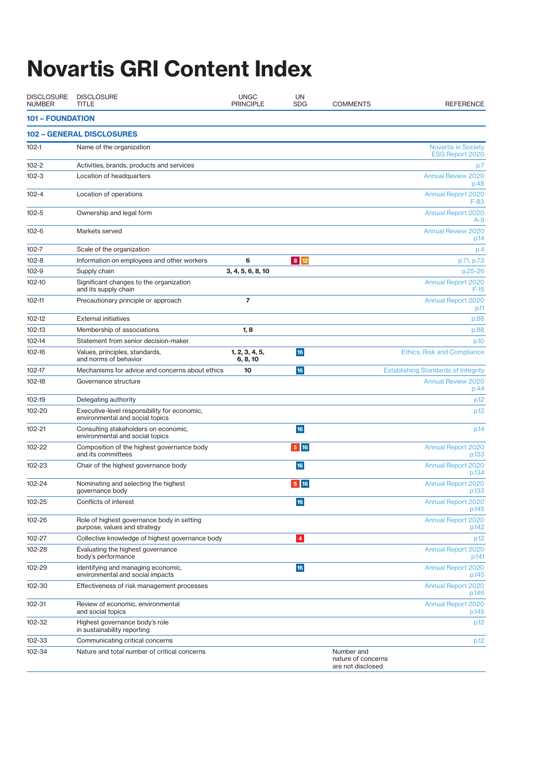# Novartis GRI Content Index

| DISCLOSURE NUMBER | DISCLOSURE TITLE | UNGC PRINCIPLE | UN SDG | COMMENTS | REFERENCE |
|---|---|---|---|---|---|
| **101 – FOUNDATION** | | | | | |
| **102 – GENERAL DISCLOSURES** | | | | | |
| 102-1 | Name of the organization | | | | Novartis in Society ESG Report 2020 |
| 102-2 | Activities, brands, products and services | | | | p.7 |
| 102-3 | Location of headquarters | | | | Annual Review 2020 p.48 |
| 102-4 | Location of operations | | | | Annual Report 2020 F-83 |
| 102-5 | Ownership and legal form | | | | Annual Report 2020 A-9 |
| 102-6 | Markets served | | | | Annual Review 2020 p.14 |
| 102-7 | Scale of the organization | | | | p.4 |
| 102-8 | Information on employees and other workers | **6** | 8 12 | | p.71, p.73 |
| 102-9 | Supply chain | **3, 4, 5, 6, 8, 10** | | | p.25-26 |
| 102-10 | Significant changes to the organization and its supply chain | | | | Annual Report 2020 F-15 |
| 102-11 | Precautionary principle or approach | **7** | | | Annual Report 2020 p.11 |
| 102-12 | External initiatives | | | | p.88 |
| 102-13 | Membership of associations | **1, 8** | | | p.88 |
| 102-14 | Statement from senior decision-maker | | | | p.10 |
| 102-16 | Values, principles, standards, and norms of behavior | **1, 2, 3, 4, 5, 6, 8, 10** | 16 | | Ethics, Risk and Compliance |
| 102-17 | Mechanisms for advice and concerns about ethics | **10** | 16 | | Establishing Standards of Integrity |
| 102-18 | Governance structure | | | | Annual Review 2020 p.44 |
| 102-19 | Delegating authority | | | | p.12 |
| 102-20 | Executive-level responsibility for economic, environmental and social topics | | | | p.12 |
| 102-21 | Consulting stakeholders on economic, environmental and social topics | | 16 | | p.14 |
| 102-22 | Composition of the highest governance body and its committees | | 5 16 | | Annual Report 2020 p.133 |
| 102-23 | Chair of the highest governance body | | 16 | | Annual Report 2020 p.134 |
| 102-24 | Nominating and selecting the highest governance body | | 5 16 | | Annual Report 2020 p.133 |
| 102-25 | Conflicts of interest | | 16 | | Annual Report 2020 p.145 |
| 102-26 | Role of highest governance body in setting purpose, values and strategy | | | | Annual Report 2020 p.142 |
| 102-27 | Collective knowledge of highest governance body | | 4 | | p.12 |
| 102-28 | Evaluating the highest governance body's performance | | | | Annual Report 2020 p.141 |
| 102-29 | Identifying and managing economic, environmental and social impacts | | 16 | | Annual Report 2020 p.145 |
| 102-30 | Effectiveness of risk management processes | | | | Annual Report 2020 p.146 |
| 102-31 | Review of economic, environmental and social topics | | | | Annual Report 2020 p.145 |
| 102-32 | Highest governance body's role in sustainability reporting | | | | p.12 |
| 102-33 | Communicating critical concerns | | | | p.12 |
| 102-34 | Nature and total number of critical concerns | | | Number and nature of concerns are not disclosed | |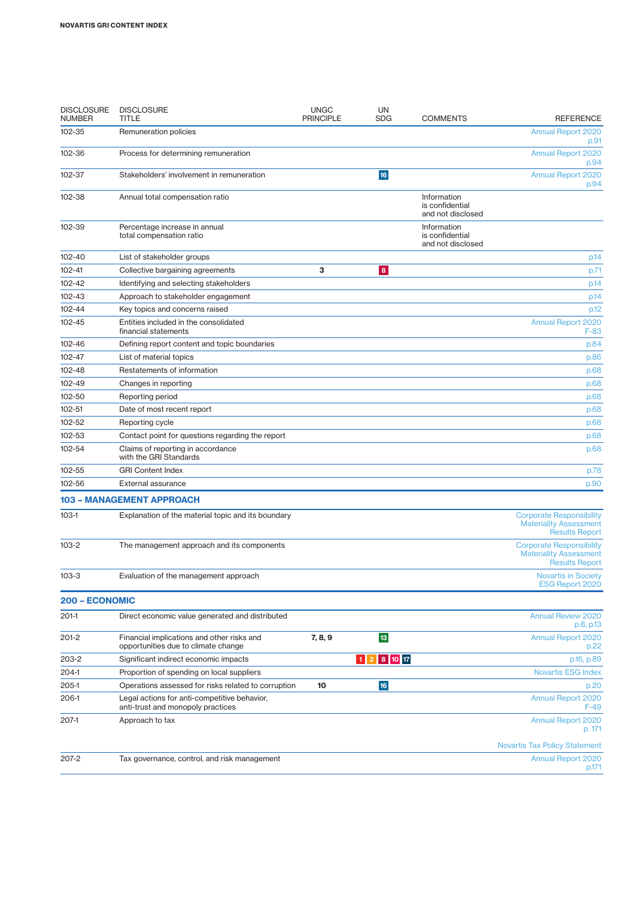| DISCLOSURE NUMBER | DISCLOSURE TITLE | UNGC PRINCIPLE | UN SDG | COMMENTS | REFERENCE |
|---|---|---|---|---|---|
| 102-35 | Remuneration policies | | | | Annual Report 2020 p.91 |
| 102-36 | Process for determining remuneration | | | | Annual Report 2020 p.94 |
| 102-37 | Stakeholders' involvement in remuneration | | 16 | | Annual Report 2020 p.94 |
| 102-38 | Annual total compensation ratio | | | Information is confidential and not disclosed | |
| 102-39 | Percentage increase in annual total compensation ratio | | | Information is confidential and not disclosed | |
| 102-40 | List of stakeholder groups | | | | p.14 |
| 102-41 | Collective bargaining agreements | 3 | 8 | | p.71 |
| 102-42 | Identifying and selecting stakeholders | | | | p.14 |
| 102-43 | Approach to stakeholder engagement | | | | p.14 |
| 102-44 | Key topics and concerns raised | | | | p.12 |
| 102-45 | Entities included in the consolidated financial statements | | | | Annual Report 2020 F-83 |
| 102-46 | Defining report content and topic boundaries | | | | p.84 |
| 102-47 | List of material topics | | | | p.86 |
| 102-48 | Restatements of information | | | | p.68 |
| 102-49 | Changes in reporting | | | | p.68 |
| 102-50 | Reporting period | | | | p.68 |
| 102-51 | Date of most recent report | | | | p.68 |
| 102-52 | Reporting cycle | | | | p.68 |
| 102-53 | Contact point for questions regarding the report | | | | p.68 |
| 102-54 | Claims of reporting in accordance with the GRI Standards | | | | p.68 |
| 102-55 | GRI Content Index | | | | p.78 |
| 102-56 | External assurance | | | | p.90 |
| **103 – MANAGEMENT APPROACH** | | | | | |
| 103-1 | Explanation of the material topic and its boundary | | | | Corporate Responsibility Materiality Assessment Results Report |
| 103-2 | The management approach and its components | | | | Corporate Responsibility Materiality Assessment Results Report |
| 103-3 | Evaluation of the management approach | | | | Novartis in Society ESG Report 2020 |
| **200 – ECONOMIC** | | | | | |
| 201-1 | Direct economic value generated and distributed | | | | Annual Review 2020 p.8, p.13 |
| 201-2 | Financial implications and other risks and opportunities due to climate change | 7, 8, 9 | 13 | | Annual Report 2020 p.22 |
| 203-2 | Significant indirect economic impacts | | 1 2 8 10 17 | | p.16, p.89 |
| 204-1 | Proportion of spending on local suppliers | | | | Novartis ESG Index |
| 205-1 | Operations assessed for risks related to corruption | 10 | 16 | | p.20 |
| 206-1 | Legal actions for anti-competitive behavior, anti-trust and monopoly practices | | | | Annual Report 2020 F-49 |
| 207-1 | Approach to tax | | | | Annual Report 2020 p. 171<br>Novartis Tax Policy Statement |
| 207-2 | Tax governance, control, and risk management | | | | Annual Report 2020 p.171 |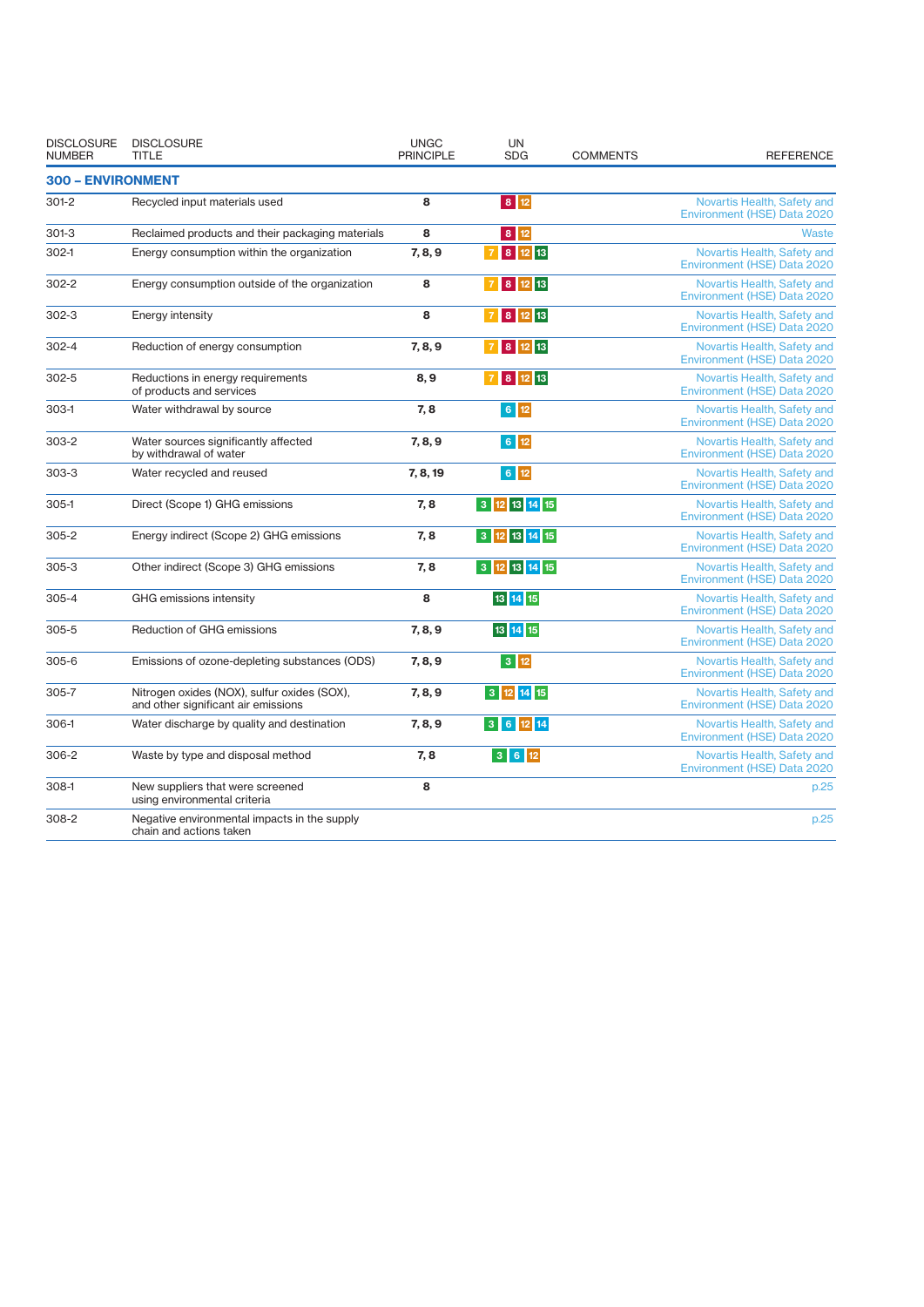| DISCLOSURE NUMBER | DISCLOSURE TITLE | UNGC PRINCIPLE | UN SDG | COMMENTS | REFERENCE |
|---|---|---|---|---|---|
| **300 – ENVIRONMENT** | | | | | |
| 301-2 | Recycled input materials used | 8 | 8 12 | | Novartis Health, Safety and Environment (HSE) Data 2020 |
| 301-3 | Reclaimed products and their packaging materials | 8 | 8 12 | | Waste |
| 302-1 | Energy consumption within the organization | 7, 8, 9 | 7 8 12 13 | | Novartis Health, Safety and Environment (HSE) Data 2020 |
| 302-2 | Energy consumption outside of the organization | 8 | 7 8 12 13 | | Novartis Health, Safety and Environment (HSE) Data 2020 |
| 302-3 | Energy intensity | 8 | 7 8 12 13 | | Novartis Health, Safety and Environment (HSE) Data 2020 |
| 302-4 | Reduction of energy consumption | 7, 8, 9 | 7 8 12 13 | | Novartis Health, Safety and Environment (HSE) Data 2020 |
| 302-5 | Reductions in energy requirements of products and services | 8, 9 | 7 8 12 13 | | Novartis Health, Safety and Environment (HSE) Data 2020 |
| 303-1 | Water withdrawal by source | 7, 8 | 6 12 | | Novartis Health, Safety and Environment (HSE) Data 2020 |
| 303-2 | Water sources significantly affected by withdrawal of water | 7, 8, 9 | 6 12 | | Novartis Health, Safety and Environment (HSE) Data 2020 |
| 303-3 | Water recycled and reused | 7, 8, 19 | 6 12 | | Novartis Health, Safety and Environment (HSE) Data 2020 |
| 305-1 | Direct (Scope 1) GHG emissions | 7, 8 | 3 12 13 14 15 | | Novartis Health, Safety and Environment (HSE) Data 2020 |
| 305-2 | Energy indirect (Scope 2) GHG emissions | 7, 8 | 3 12 13 14 15 | | Novartis Health, Safety and Environment (HSE) Data 2020 |
| 305-3 | Other indirect (Scope 3) GHG emissions | 7, 8 | 3 12 13 14 15 | | Novartis Health, Safety and Environment (HSE) Data 2020 |
| 305-4 | GHG emissions intensity | 8 | 13 14 15 | | Novartis Health, Safety and Environment (HSE) Data 2020 |
| 305-5 | Reduction of GHG emissions | 7, 8, 9 | 13 14 15 | | Novartis Health, Safety and Environment (HSE) Data 2020 |
| 305-6 | Emissions of ozone-depleting substances (ODS) | 7, 8, 9 | 3 12 | | Novartis Health, Safety and Environment (HSE) Data 2020 |
| 305-7 | Nitrogen oxides (NOX), sulfur oxides (SOX), and other significant air emissions | 7, 8, 9 | 3 12 14 15 | | Novartis Health, Safety and Environment (HSE) Data 2020 |
| 306-1 | Water discharge by quality and destination | 7, 8, 9 | 3 6 12 14 | | Novartis Health, Safety and Environment (HSE) Data 2020 |
| 306-2 | Waste by type and disposal method | 7, 8 | 3 6 12 | | Novartis Health, Safety and Environment (HSE) Data 2020 |
| 308-1 | New suppliers that were screened using environmental criteria | 8 | | | p.25 |
| 308-2 | Negative environmental impacts in the supply chain and actions taken | | | | p.25 |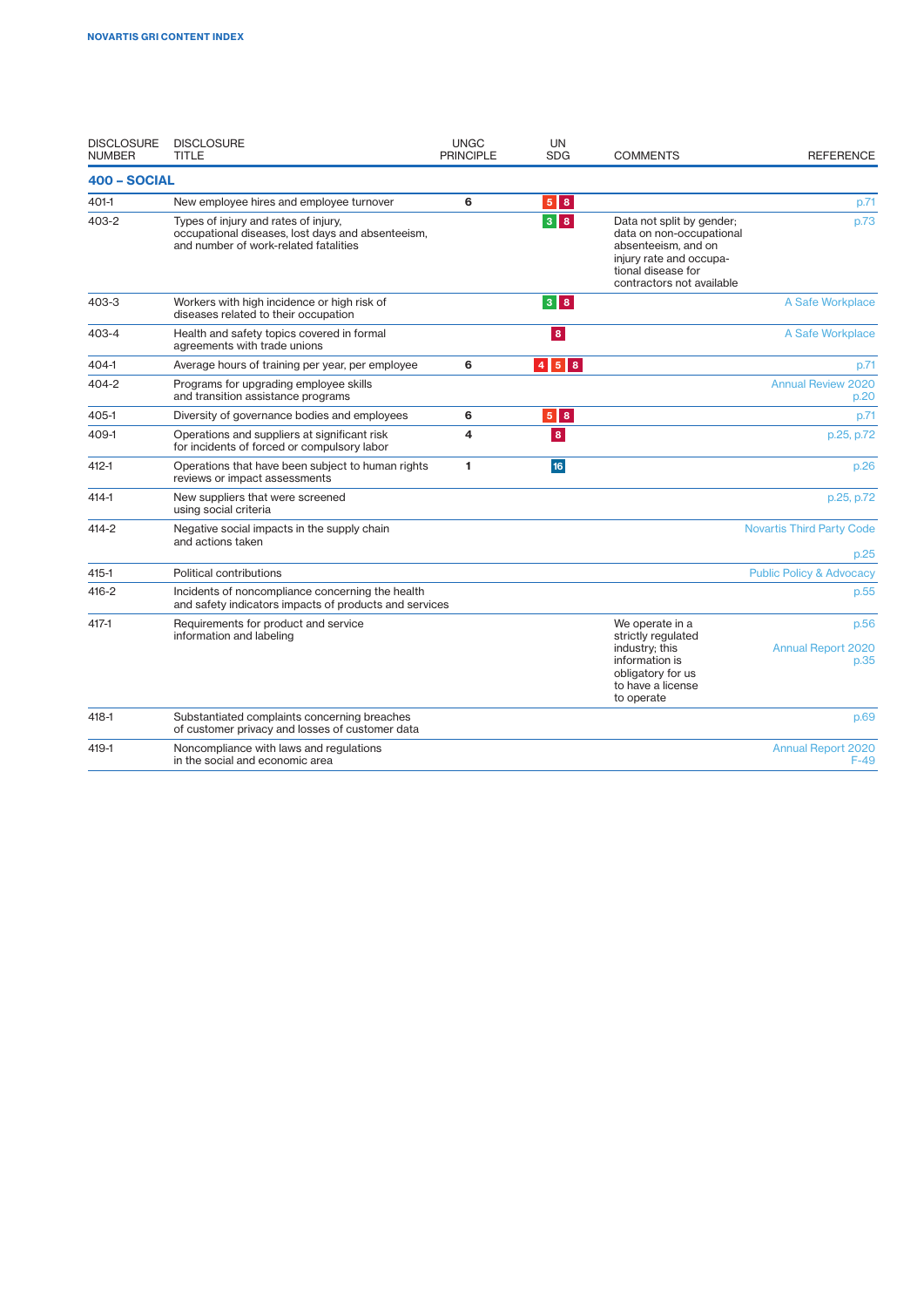| DISCLOSURE NUMBER | DISCLOSURE TITLE | UNGC PRINCIPLE | UN SDG | COMMENTS | REFERENCE |
|---|---|---|---|---|---|
| **400 – SOCIAL** | | | | | |
| 401-1 | New employee hires and employee turnover | 6 | 5 8 | | p.71 |
| 403-2 | Types of injury and rates of injury, occupational diseases, lost days and absenteeism, and number of work-related fatalities | | 3 8 | Data not split by gender; data on non-occupational absenteeism, and on injury rate and occupational disease for contractors not available | p.73 |
| 403-3 | Workers with high incidence or high risk of diseases related to their occupation | | 3 8 | | A Safe Workplace |
| 403-4 | Health and safety topics covered in formal agreements with trade unions | | 8 | | A Safe Workplace |
| 404-1 | Average hours of training per year, per employee | 6 | 4 5 8 | | p.71 |
| 404-2 | Programs for upgrading employee skills and transition assistance programs | | | | Annual Review 2020 p.20 |
| 405-1 | Diversity of governance bodies and employees | 6 | 5 8 | | p.71 |
| 409-1 | Operations and suppliers at significant risk for incidents of forced or compulsory labor | 4 | 8 | | p.25, p.72 |
| 412-1 | Operations that have been subject to human rights reviews or impact assessments | 1 | 16 | | p.26 |
| 414-1 | New suppliers that were screened using social criteria | | | | p.25, p.72 |
| 414-2 | Negative social impacts in the supply chain and actions taken | | | | Novartis Third Party Code<br>p.25 |
| 415-1 | Political contributions | | | | Public Policy & Advocacy |
| 416-2 | Incidents of noncompliance concerning the health and safety indicators impacts of products and services | | | | p.55 |
| 417-1 | Requirements for product and service information and labeling | | | We operate in a strictly regulated industry; this information is obligatory for us to have a license to operate | p.56<br>Annual Report 2020 p.35 |
| 418-1 | Substantiated complaints concerning breaches of customer privacy and losses of customer data | | | | p.69 |
| 419-1 | Noncompliance with laws and regulations in the social and economic area | | | | Annual Report 2020 F-49 |